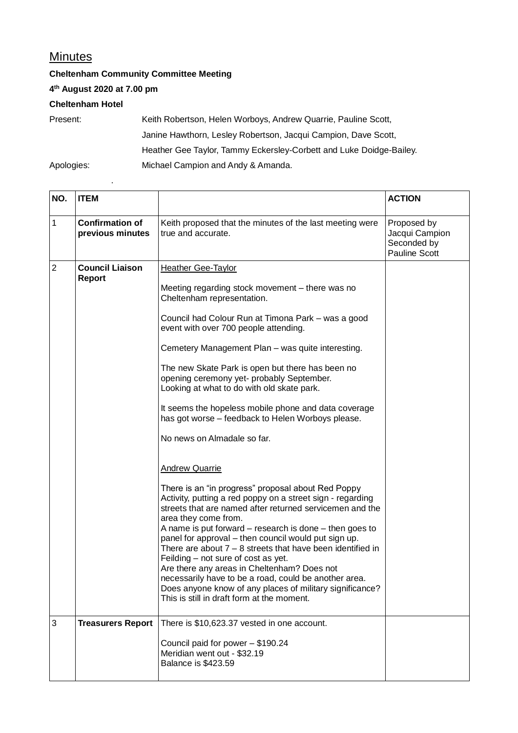## Minutes

**Cheltenham Community Committee Meeting**

**4th August 2020 at 7.00 pm**

**Cheltenham Hotel**

Present: Keith Robertson, Helen Worboys, Andrew Quarrie, Pauline Scott, Janine Hawthorn, Lesley Robertson, Jacqui Campion, Dave Scott, Heather Gee Taylor, Tammy Eckersley-Corbett and Luke Doidge-Bailey.

Apologies: Michael Campion and Andy & Amanda.

| NO. | ITEM | | ACTION |
|---|---|---|---|
| 1 | **Confirmation of previous minutes** | Keith proposed that the minutes of the last meeting were true and accurate. | Proposed by Jacqui Campion Seconded by Pauline Scott |
| 2 | **Council Liaison Report** | Heather Gee-Taylor<br><br>Meeting regarding stock movement – there was no Cheltenham representation.<br><br>Council had Colour Run at Timona Park – was a good event with over 700 people attending.<br><br>Cemetery Management Plan – was quite interesting.<br><br>The new Skate Park is open but there has been no opening ceremony yet- probably September.<br>Looking at what to do with old skate park.<br><br>It seems the hopeless mobile phone and data coverage has got worse – feedback to Helen Worboys please.<br><br>No news on Almadale so far.<br><br>Andrew Quarrie<br><br>There is an "in progress" proposal about Red Poppy Activity, putting a red poppy on a street sign - regarding streets that are named after returned servicemen and the area they come from.<br>A name is put forward – research is done – then goes to panel for approval – then council would put sign up.<br>There are about 7 – 8 streets that have been identified in Feilding – not sure of cost as yet.<br>Are there any areas in Cheltenham? Does not necessarily have to be a road, could be another area.<br>Does anyone know of any places of military significance?<br>This is still in draft form at the moment. | |
| 3 | **Treasurers Report** | There is $10,623.37 vested in one account.<br><br>Council paid for power – $190.24<br>Meridian went out - $32.19<br>Balance is $423.59 | |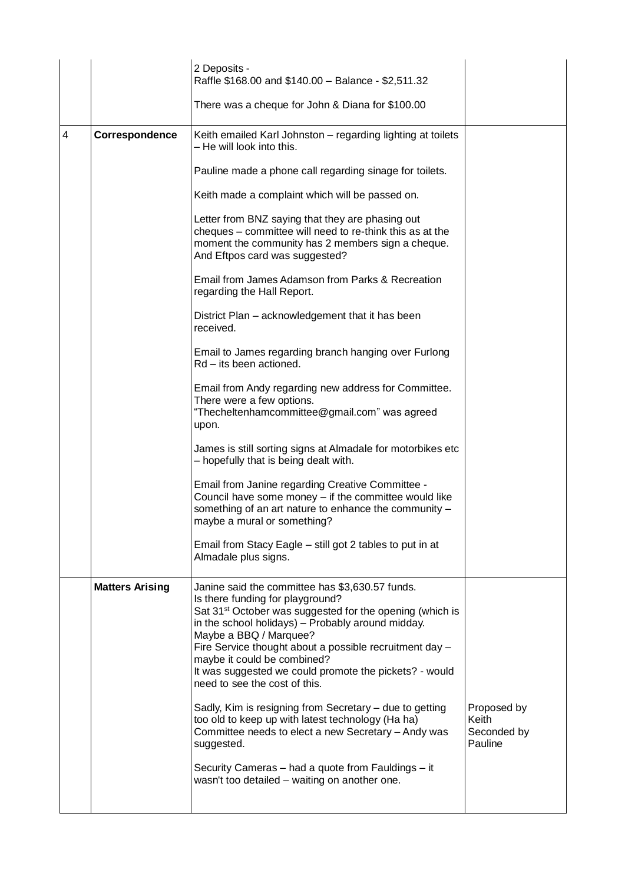| | | | |
|---|---|---|---|
| | | 2 Deposits -<br>Raffle \$168.00 and \$140.00 – Balance - \$2,511.32<br><br>There was a cheque for John & Diana for \$100.00 | |
| 4 | **Correspondence** | Keith emailed Karl Johnston – regarding lighting at toilets – He will look into this.<br><br>Pauline made a phone call regarding sinage for toilets.<br><br>Keith made a complaint which will be passed on.<br><br>Letter from BNZ saying that they are phasing out cheques – committee will need to re-think this as at the moment the community has 2 members sign a cheque. And Eftpos card was suggested?<br><br>Email from James Adamson from Parks & Recreation regarding the Hall Report.<br><br>District Plan – acknowledgement that it has been received.<br><br>Email to James regarding branch hanging over Furlong Rd – its been actioned.<br><br>Email from Andy regarding new address for Committee. There were a few options. "Thecheltenhamcommittee@gmail.com" was agreed upon.<br><br>James is still sorting signs at Almadale for motorbikes etc – hopefully that is being dealt with.<br><br>Email from Janine regarding Creative Committee - Council have some money – if the committee would like something of an art nature to enhance the community – maybe a mural or something?<br><br>Email from Stacy Eagle – still got 2 tables to put in at Almadale plus signs. | |
| | **Matters Arising** | Janine said the committee has \$3,630.57 funds.<br>Is there funding for playground?<br>Sat 31st October was suggested for the opening (which is in the school holidays) – Probably around midday.<br>Maybe a BBQ / Marquee?<br>Fire Service thought about a possible recruitment day – maybe it could be combined?<br>It was suggested we could promote the pickets? - would need to see the cost of this.<br><br>Sadly, Kim is resigning from Secretary – due to getting too old to keep up with latest technology (Ha ha)<br>Committee needs to elect a new Secretary – Andy was suggested.<br><br>Security Cameras – had a quote from Fauldings – it wasn't too detailed – waiting on another one. | Proposed by Keith<br>Seconded by Pauline |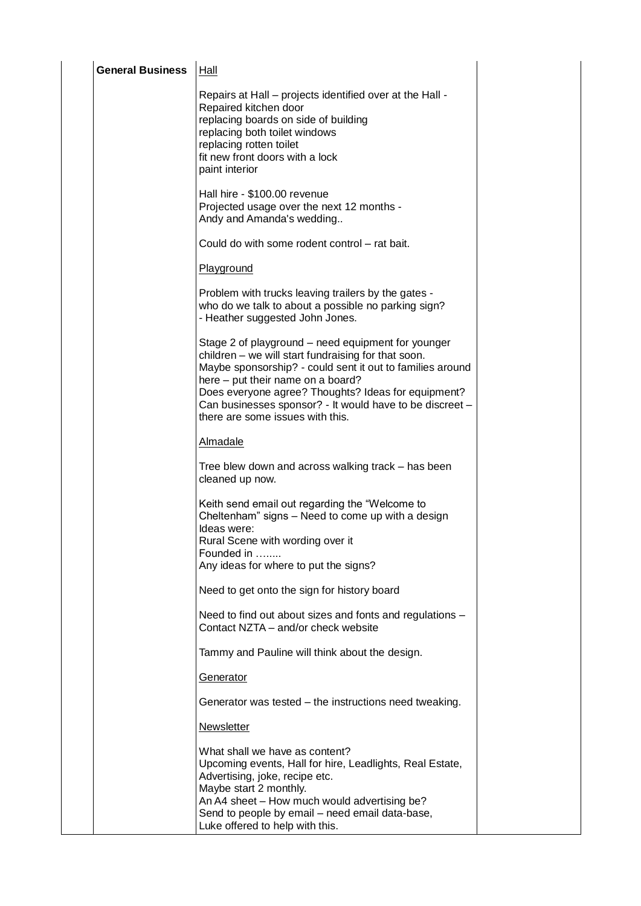| | General Business | Hall<br><br>Repairs at Hall – projects identified over at the Hall -<br>Repaired kitchen door<br>replacing boards on side of building<br>replacing both toilet windows<br>replacing rotten toilet<br>fit new front doors with a lock<br>paint interior<br><br>Hall hire - $100.00 revenue<br>Projected usage over the next 12 months -<br>Andy and Amanda's wedding..<br><br>Could do with some rodent control – rat bait.<br><br>Playground<br><br>Problem with trucks leaving trailers by the gates -<br>who do we talk to about a possible no parking sign?<br>- Heather suggested John Jones.<br><br>Stage 2 of playground – need equipment for younger children – we will start fundraising for that soon.<br>Maybe sponsorship? - could sent it out to families around here – put their name on a board?<br>Does everyone agree? Thoughts? Ideas for equipment?<br>Can businesses sponsor? - It would have to be discreet – there are some issues with this.<br><br>Almadale<br><br>Tree blew down and across walking track – has been cleaned up now.<br><br>Keith send email out regarding the "Welcome to Cheltenham" signs – Need to come up with a design<br>Ideas were:<br>Rural Scene with wording over it<br>Founded in ……..<br>Any ideas for where to put the signs?<br><br>Need to get onto the sign for history board<br><br>Need to find out about sizes and fonts and regulations – Contact NZTA – and/or check website<br><br>Tammy and Pauline will think about the design.<br><br>Generator<br><br>Generator was tested – the instructions need tweaking.<br><br>Newsletter<br><br>What shall we have as content?<br>Upcoming events, Hall for hire, Leadlights, Real Estate, Advertising, joke, recipe etc.<br>Maybe start 2 monthly.<br>An A4 sheet – How much would advertising be?<br>Send to people by email – need email data-base,<br>Luke offered to help with this. | |
|---|---|---|---|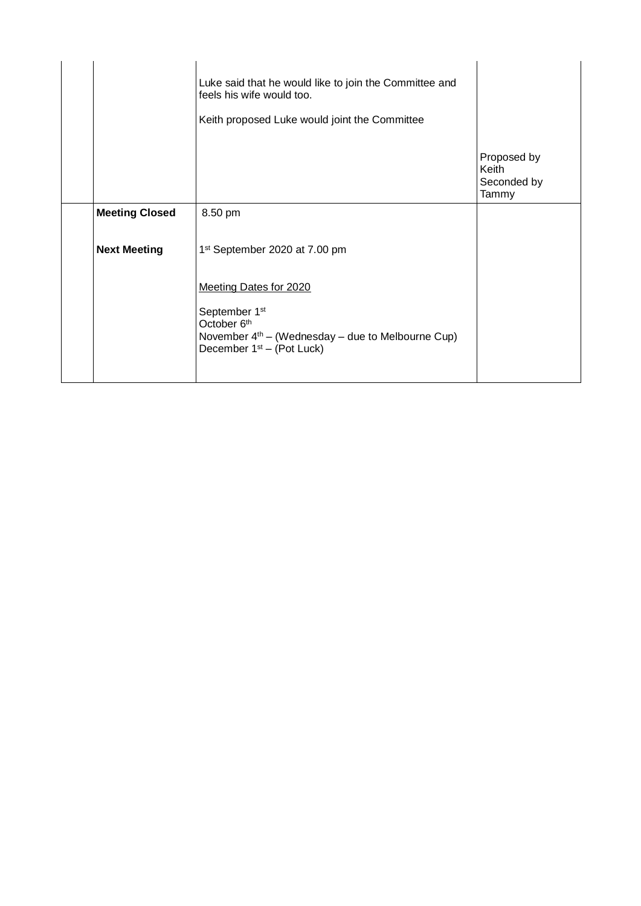| | | | |
|---|---|---|---|
| | | Luke said that he would like to join the Committee and feels his wife would too.<br><br>Keith proposed Luke would joint the Committee | Proposed by Keith<br>Seconded by Tammy |
| | **Meeting Closed**<br><br>**Next Meeting** | 8.50 pm<br><br>1st September 2020 at 7.00 pm<br><br>Meeting Dates for 2020<br><br>September 1st<br>October 6th<br>November 4th – (Wednesday – due to Melbourne Cup)<br>December 1st – (Pot Luck) | |